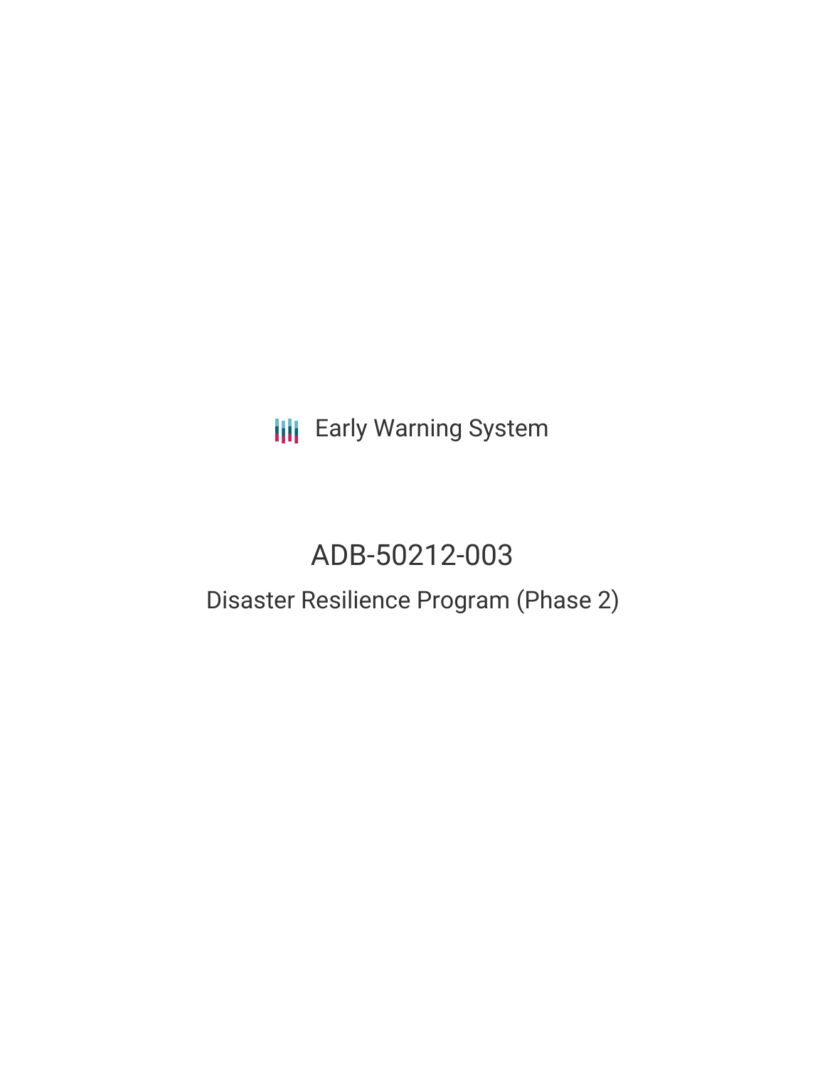Early Warning System

# ADB-50212-003

## Disaster Resilience Program (Phase 2)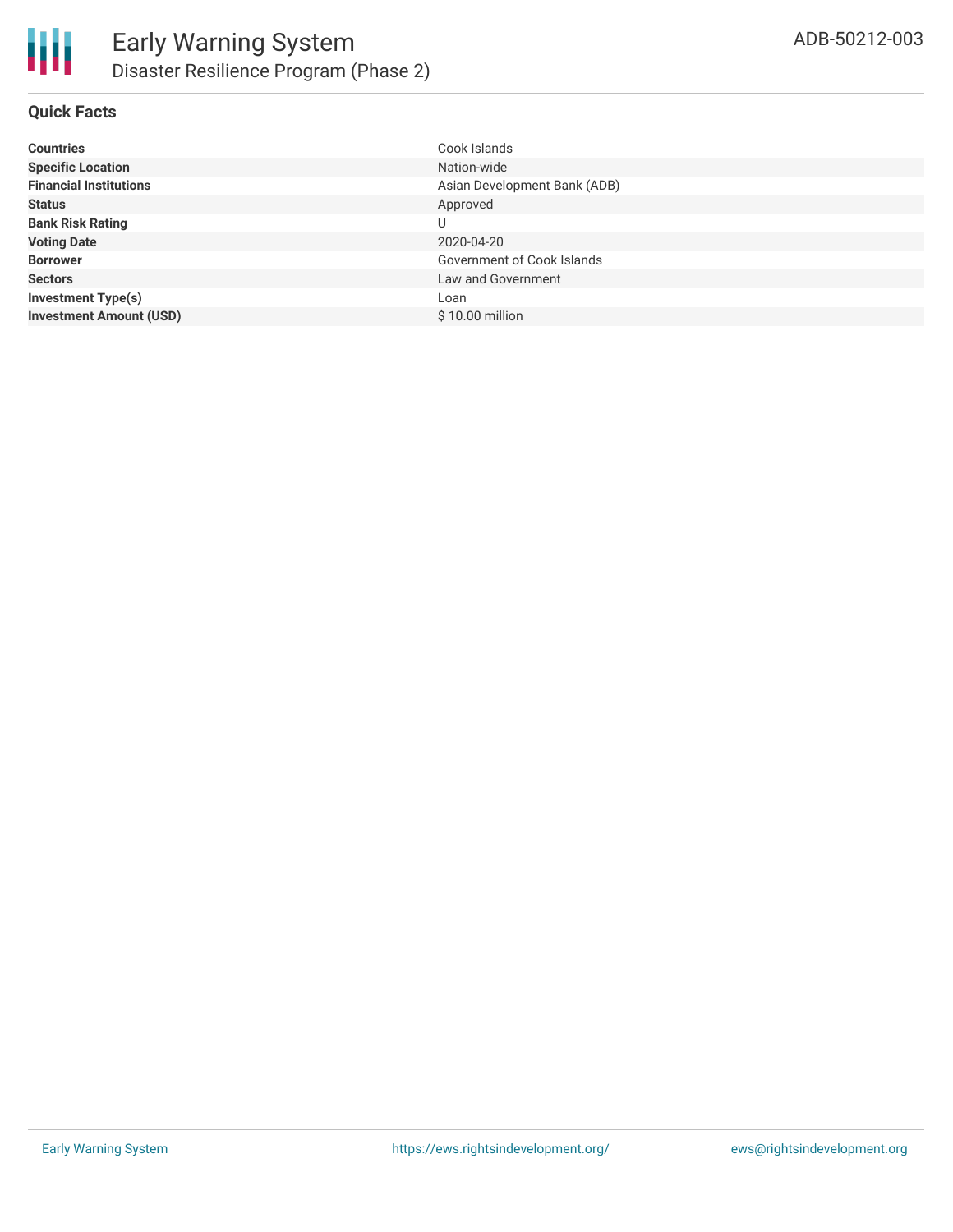# Disaster Resilience Program (Phase 2)

## Quick Facts

| | |
|---|---|
| **Countries** | Cook Islands |
| **Specific Location** | Nation-wide |
| **Financial Institutions** | Asian Development Bank (ADB) |
| **Status** | Approved |
| **Bank Risk Rating** | U |
| **Voting Date** | 2020-04-20 |
| **Borrower** | Government of Cook Islands |
| **Sectors** | Law and Government |
| **Investment Type(s)** | Loan |
| **Investment Amount (USD)** | $ 10.00 million |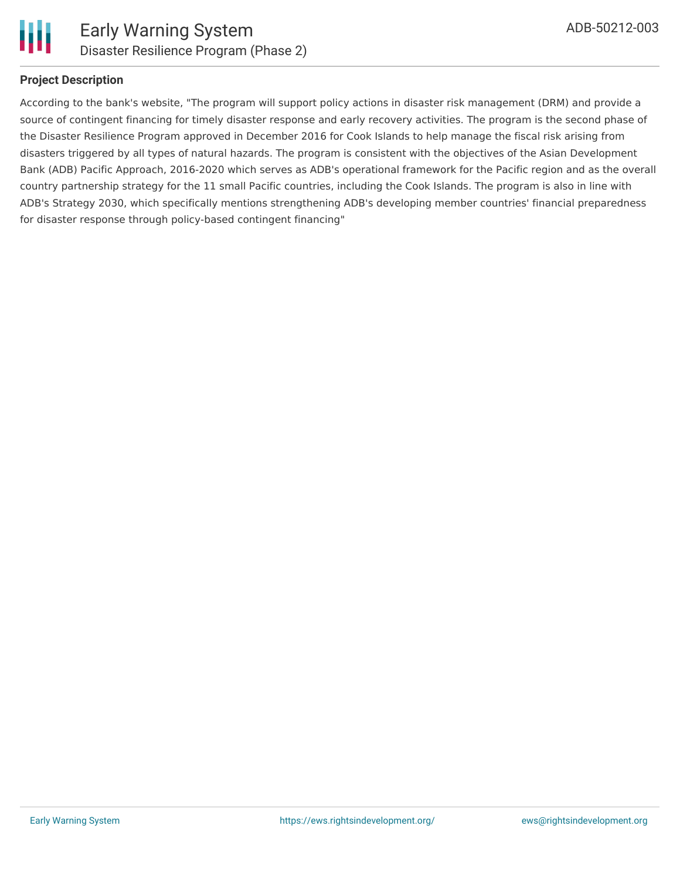### Project Description

According to the bank's website, "The program will support policy actions in disaster risk management (DRM) and provide a source of contingent financing for timely disaster response and early recovery activities. The program is the second phase of the Disaster Resilience Program approved in December 2016 for Cook Islands to help manage the fiscal risk arising from disasters triggered by all types of natural hazards. The program is consistent with the objectives of the Asian Development Bank (ADB) Pacific Approach, 2016-2020 which serves as ADB's operational framework for the Pacific region and as the overall country partnership strategy for the 11 small Pacific countries, including the Cook Islands. The program is also in line with ADB's Strategy 2030, which specifically mentions strengthening ADB's developing member countries' financial preparedness for disaster response through policy-based contingent financing"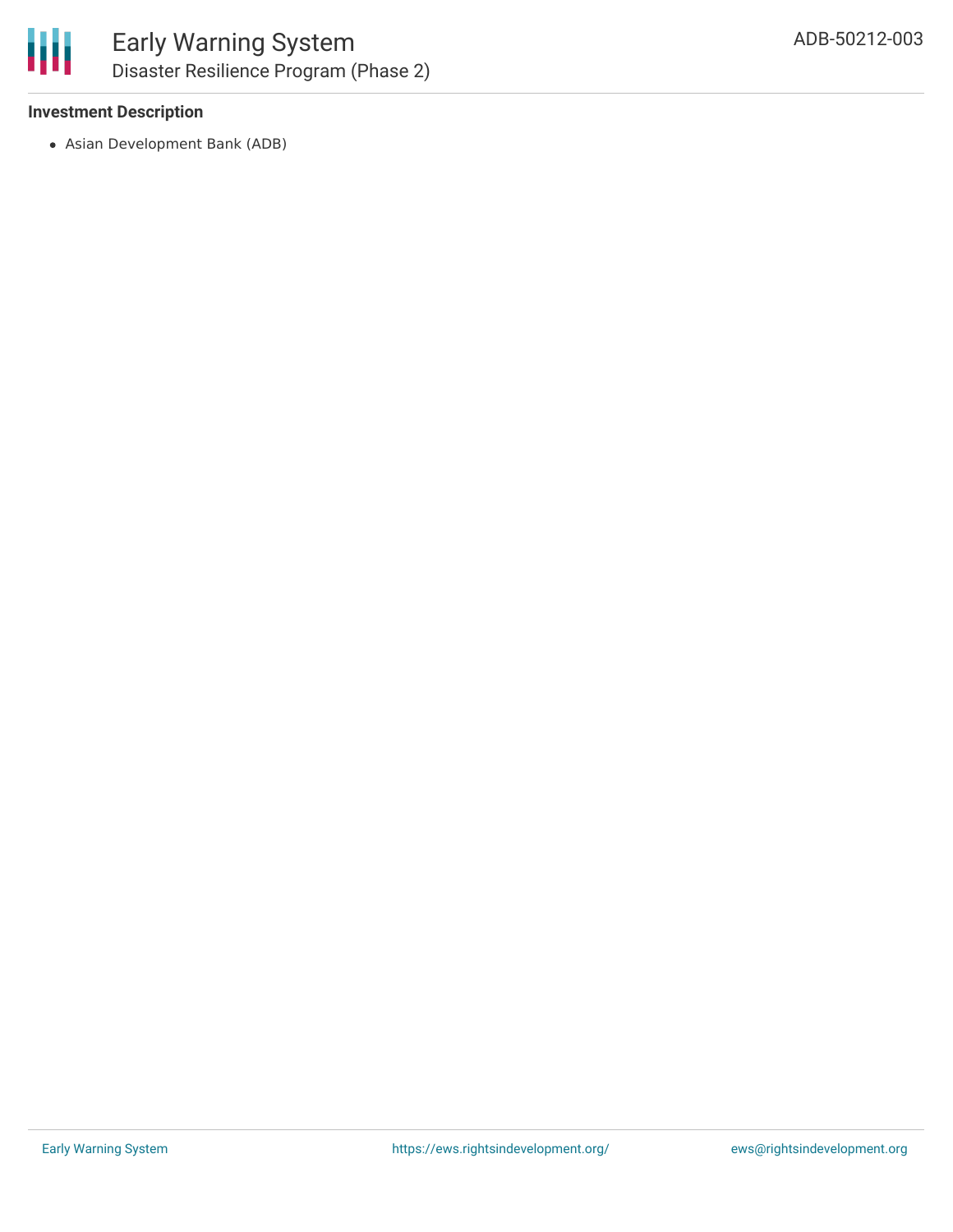### Investment Description

- Asian Development Bank (ADB)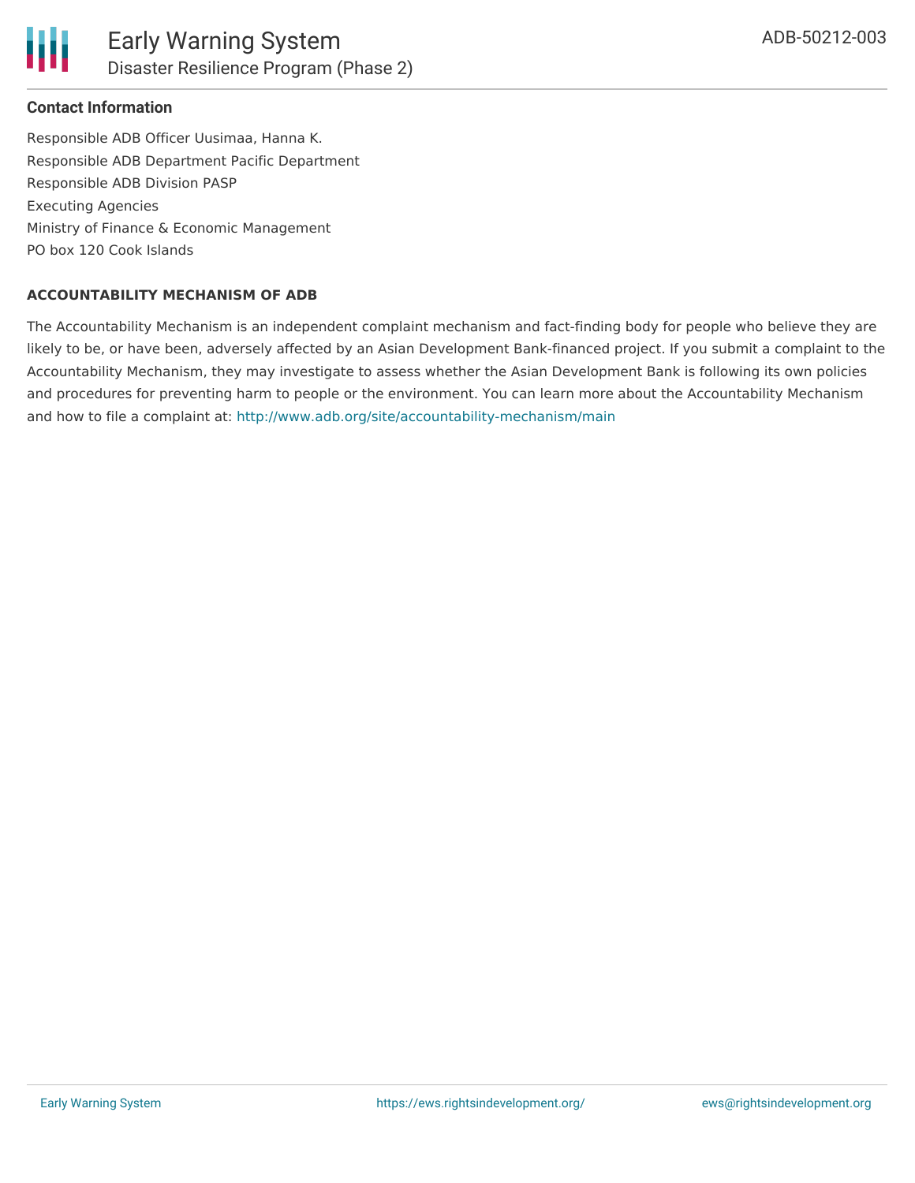#### Contact Information

Responsible ADB Officer Uusimaa, Hanna K.
Responsible ADB Department Pacific Department
Responsible ADB Division PASP
Executing Agencies
Ministry of Finance & Economic Management
PO box 120 Cook Islands

#### ACCOUNTABILITY MECHANISM OF ADB

The Accountability Mechanism is an independent complaint mechanism and fact-finding body for people who believe they are likely to be, or have been, adversely affected by an Asian Development Bank-financed project. If you submit a complaint to the Accountability Mechanism, they may investigate to assess whether the Asian Development Bank is following its own policies and procedures for preventing harm to people or the environment. You can learn more about the Accountability Mechanism and how to file a complaint at: http://www.adb.org/site/accountability-mechanism/main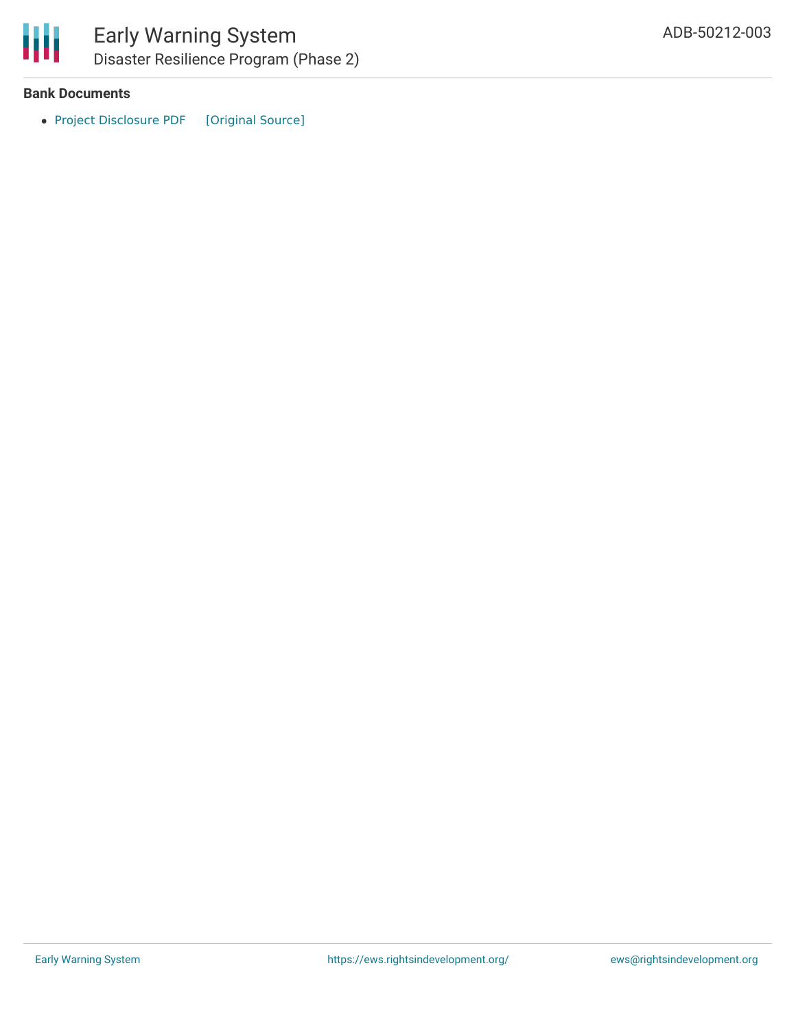### Bank Documents

- Project Disclosure PDF [Original Source]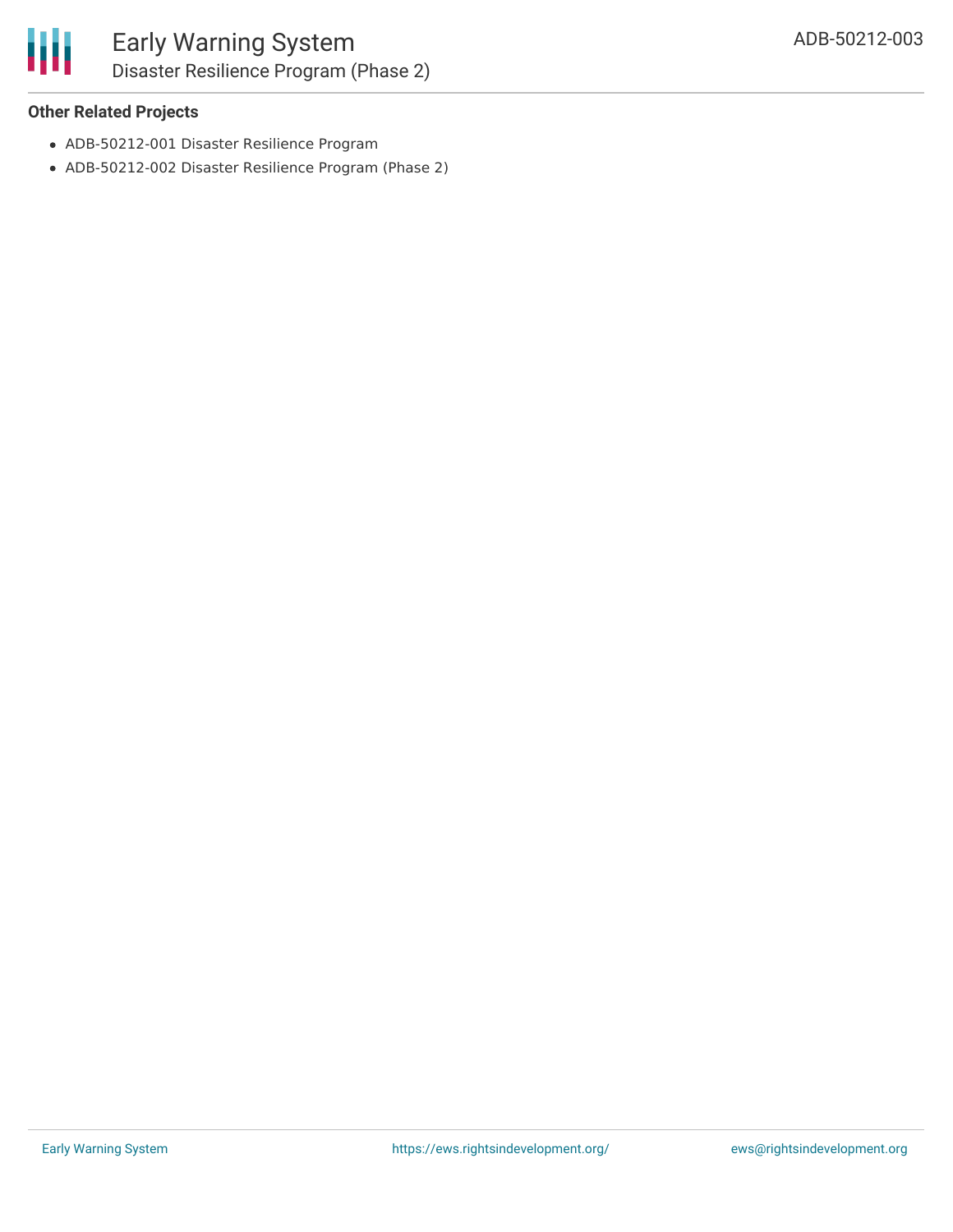**Other Related Projects**

- ADB-50212-001 Disaster Resilience Program
- ADB-50212-002 Disaster Resilience Program (Phase 2)